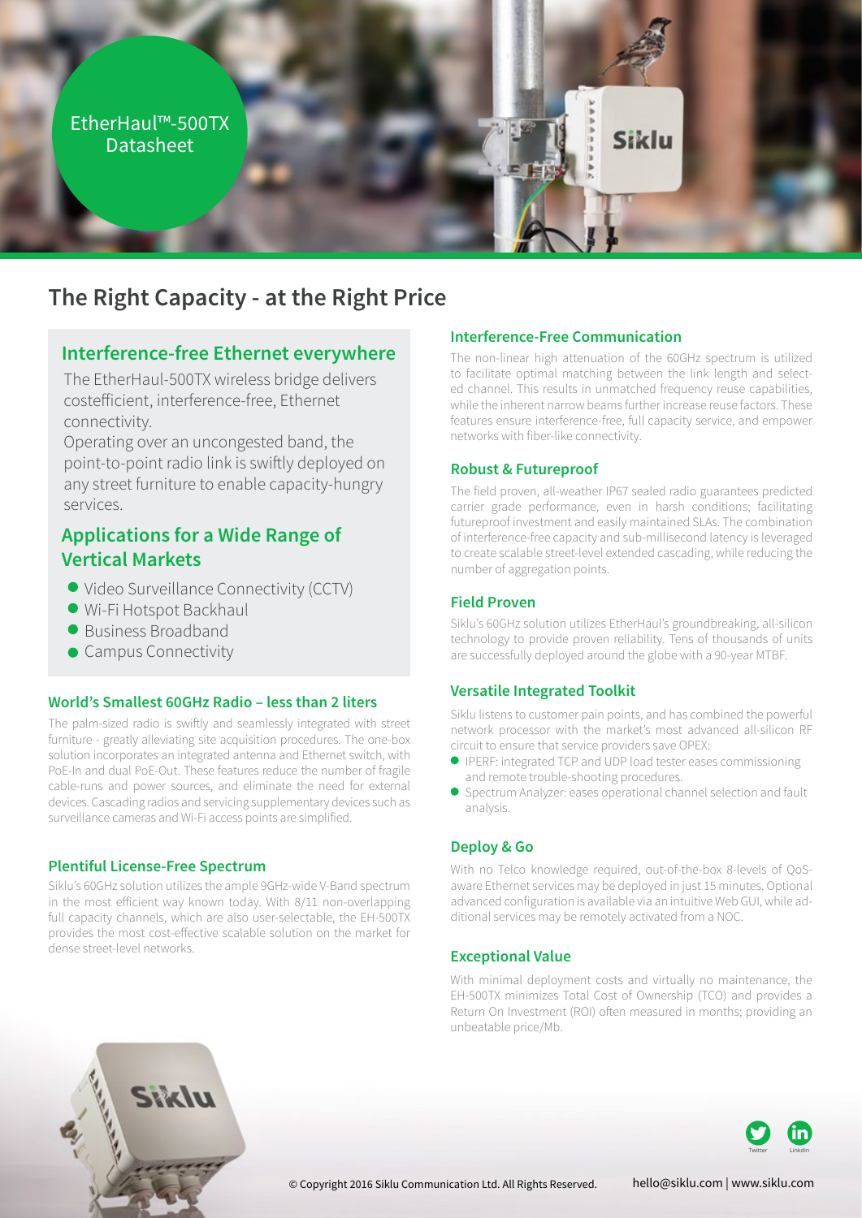EtherHaul™-500TX Datasheet

# The Right Capacity - at the Right Price

## Interference-free Ethernet everywhere

The EtherHaul-500TX wireless bridge delivers costefficient, interference-free, Ethernet connectivity.

Operating over an uncongested band, the point-to-point radio link is swiftly deployed on any street furniture to enable capacity-hungry services.

## Applications for a Wide Range of Vertical Markets

- Video Surveillance Connectivity (CCTV)
- Wi-Fi Hotspot Backhaul
- Business Broadband
- Campus Connectivity

### World's Smallest 60GHz Radio – less than 2 liters

The palm-sized radio is swiftly and seamlessly integrated with street furniture - greatly alleviating site acquisition procedures. The one-box solution incorporates an integrated antenna and Ethernet switch, with PoE-In and dual PoE-Out. These features reduce the number of fragile cable-runs and power sources, and eliminate the need for external devices. Cascading radios and servicing supplementary devices such as surveillance cameras and Wi-Fi access points are simplified.

### Plentiful License-Free Spectrum

Siklu's 60GHz solution utilizes the ample 9GHz-wide V-Band spectrum in the most efficient way known today. With 8/11 non-overlapping full capacity channels, which are also user-selectable, the EH-500TX provides the most cost-effective scalable solution on the market for dense street-level networks.

### Interference-Free Communication

The non-linear high attenuation of the 60GHz spectrum is utilized to facilitate optimal matching between the link length and selected channel. This results in unmatched frequency reuse capabilities, while the inherent narrow beams further increase reuse factors. These features ensure interference-free, full capacity service, and empower networks with fiber-like connectivity.

### Robust & Futureproof

The field proven, all-weather IP67 sealed radio guarantees predicted carrier grade performance, even in harsh conditions; facilitating futureproof investment and easily maintained SLAs. The combination of interference-free capacity and sub-millisecond latency is leveraged to create scalable street-level extended cascading, while reducing the number of aggregation points.

### Field Proven

Siklu's 60GHz solution utilizes EtherHaul's groundbreaking, all-silicon technology to provide proven reliability. Tens of thousands of units are successfully deployed around the globe with a 90-year MTBF.

### Versatile Integrated Toolkit

Siklu listens to customer pain points, and has combined the powerful network processor with the market's most advanced all-silicon RF circuit to ensure that service providers save OPEX:

- IPERF: integrated TCP and UDP load tester eases commissioning and remote trouble-shooting procedures.
- Spectrum Analyzer: eases operational channel selection and fault analysis.

### Deploy & Go

With no Telco knowledge required, out-of-the-box 8-levels of QoS-aware Ethernet services may be deployed in just 15 minutes. Optional advanced configuration is available via an intuitive Web GUI, while additional services may be remotely activated from a NOC.

### Exceptional Value

With minimal deployment costs and virtually no maintenance, the EH-500TX minimizes Total Cost of Ownership (TCO) and provides a Return On Investment (ROI) often measured in months; providing an unbeatable price/Mb.

© Copyright 2016 Siklu Communication Ltd. All Rights Reserved. hello@siklu.com | www.siklu.com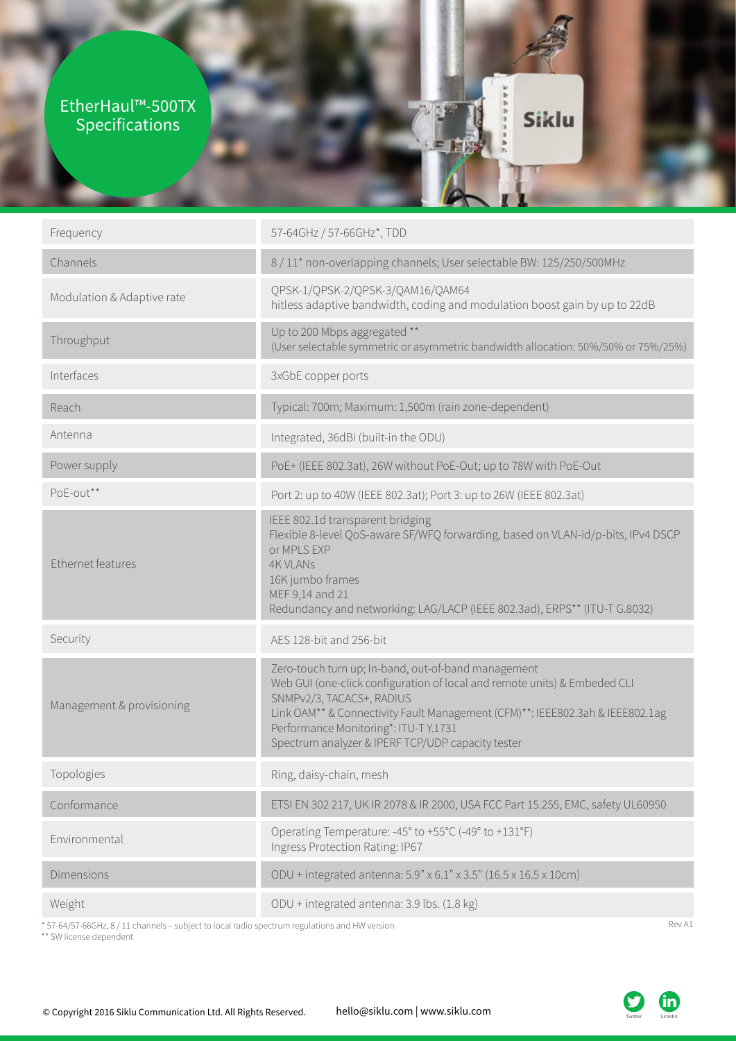# EtherHaul™-500TX Specifications

| | |
|---|---|
| Frequency | 57-64GHz / 57-66GHz*, TDD |
| Channels | 8 / 11* non-overlapping channels; User selectable BW: 125/250/500MHz |
| Modulation & Adaptive rate | QPSK-1/QPSK-2/QPSK-3/QAM16/QAM64<br>hitless adaptive bandwidth, coding and modulation boost gain by up to 22dB |
| Throughput | Up to 200 Mbps aggregated **<br>(User selectable symmetric or asymmetric bandwidth allocation: 50%/50% or 75%/25%) |
| Interfaces | 3xGbE copper ports |
| Reach | Typical: 700m; Maximum: 1,500m (rain zone-dependent) |
| Antenna | Integrated, 36dBi (built-in the ODU) |
| Power supply | PoE+ (IEEE 802.3at), 26W without PoE-Out; up to 78W with PoE-Out |
| PoE-out** | Port 2: up to 40W (IEEE 802.3at); Port 3: up to 26W (IEEE 802.3at) |
| Ethernet features | IEEE 802.1d transparent bridging<br>Flexible 8-level QoS-aware SF/WFQ forwarding, based on VLAN-id/p-bits, IPv4 DSCP or MPLS EXP<br>4K VLANs<br>16K jumbo frames<br>MEF 9,14 and 21<br>Redundancy and networking: LAG/LACP (IEEE 802.3ad), ERPS** (ITU-T G.8032) |
| Security | AES 128-bit and 256-bit |
| Management & provisioning | Zero-touch turn up; In-band, out-of-band management<br>Web GUI (one-click configuration of local and remote units) & Embeded CLI<br>SNMPv2/3, TACACS+, RADIUS<br>Link OAM** & Connectivity Fault Management (CFM)**: IEEE802.3ah & IEEE802.1ag<br>Performance Monitoring*: ITU-T Y.1731<br>Spectrum analyzer & IPERF TCP/UDP capacity tester |
| Topologies | Ring, daisy-chain, mesh |
| Conformance | ETSI EN 302 217, UK IR 2078 & IR 2000, USA FCC Part 15.255, EMC, safety UL60950 |
| Environmental | Operating Temperature: -45° to +55°C (-49° to +131°F)<br>Ingress Protection Rating: IP67 |
| Dimensions | ODU + integrated antenna: 5.9" x 6.1" x 3.5" (16.5 x 16.5 x 10cm) |
| Weight | ODU + integrated antenna: 3.9 lbs. (1.8 kg) |

* 57-64/57-66GHz, 8 / 11 channels – subject to local radio spectrum regulations and HW version

** SW license dependent

Rev A1

© Copyright 2016 Siklu Communication Ltd. All Rights Reserved. hello@siklu.com | www.siklu.com